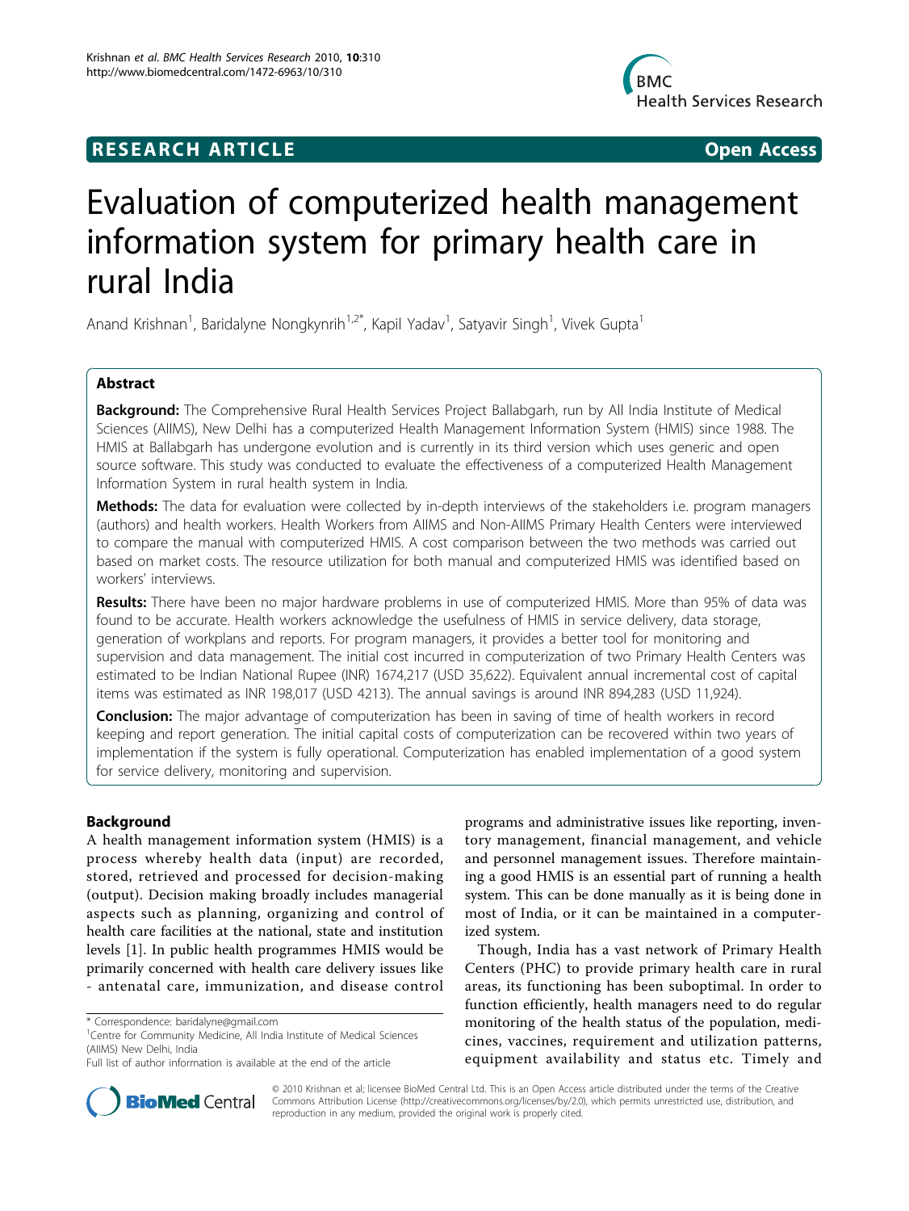**RESEARCH ARTICLE** **Open Access**

# Evaluation of computerized health management information system for primary health care in rural India

Anand Krishnan[1], Baridalyne Nongkynrih[1,2*], Kapil Yadav[1], Satyavir Singh[1], Vivek Gupta[1]

## Abstract

**Background:** The Comprehensive Rural Health Services Project Ballabgarh, run by All India Institute of Medical Sciences (AIIMS), New Delhi has a computerized Health Management Information System (HMIS) since 1988. The HMIS at Ballabgarh has undergone evolution and is currently in its third version which uses generic and open source software. This study was conducted to evaluate the effectiveness of a computerized Health Management Information System in rural health system in India.

**Methods:** The data for evaluation were collected by in-depth interviews of the stakeholders i.e. program managers (authors) and health workers. Health Workers from AIIMS and Non-AIIMS Primary Health Centers were interviewed to compare the manual with computerized HMIS. A cost comparison between the two methods was carried out based on market costs. The resource utilization for both manual and computerized HMIS was identified based on workers' interviews.

**Results:** There have been no major hardware problems in use of computerized HMIS. More than 95% of data was found to be accurate. Health workers acknowledge the usefulness of HMIS in service delivery, data storage, generation of workplans and reports. For program managers, it provides a better tool for monitoring and supervision and data management. The initial cost incurred in computerization of two Primary Health Centers was estimated to be Indian National Rupee (INR) 1674,217 (USD 35,622). Equivalent annual incremental cost of capital items was estimated as INR 198,017 (USD 4213). The annual savings is around INR 894,283 (USD 11,924).

**Conclusion:** The major advantage of computerization has been in saving of time of health workers in record keeping and report generation. The initial capital costs of computerization can be recovered within two years of implementation if the system is fully operational. Computerization has enabled implementation of a good system for service delivery, monitoring and supervision.

## Background

A health management information system (HMIS) is a process whereby health data (input) are recorded, stored, retrieved and processed for decision-making (output). Decision making broadly includes managerial aspects such as planning, organizing and control of health care facilities at the national, state and institution levels [1]. In public health programmes HMIS would be primarily concerned with health care delivery issues like - antenatal care, immunization, and disease control programs and administrative issues like reporting, inventory management, financial management, and vehicle and personnel management issues. Therefore maintaining a good HMIS is an essential part of running a health system. This can be done manually as it is being done in most of India, or it can be maintained in a computerized system.

Though, India has a vast network of Primary Health Centers (PHC) to provide primary health care in rural areas, its functioning has been suboptimal. In order to function efficiently, health managers need to do regular monitoring of the health status of the population, medicines, vaccines, requirement and utilization patterns, equipment availability and status etc. Timely and

\* Correspondence: baridalyne@gmail.com
[1]Centre for Community Medicine, All India Institute of Medical Sciences (AIIMS) New Delhi, India
Full list of author information is available at the end of the article

© 2010 Krishnan et al; licensee BioMed Central Ltd. This is an Open Access article distributed under the terms of the Creative Commons Attribution License (http://creativecommons.org/licenses/by/2.0), which permits unrestricted use, distribution, and reproduction in any medium, provided the original work is properly cited.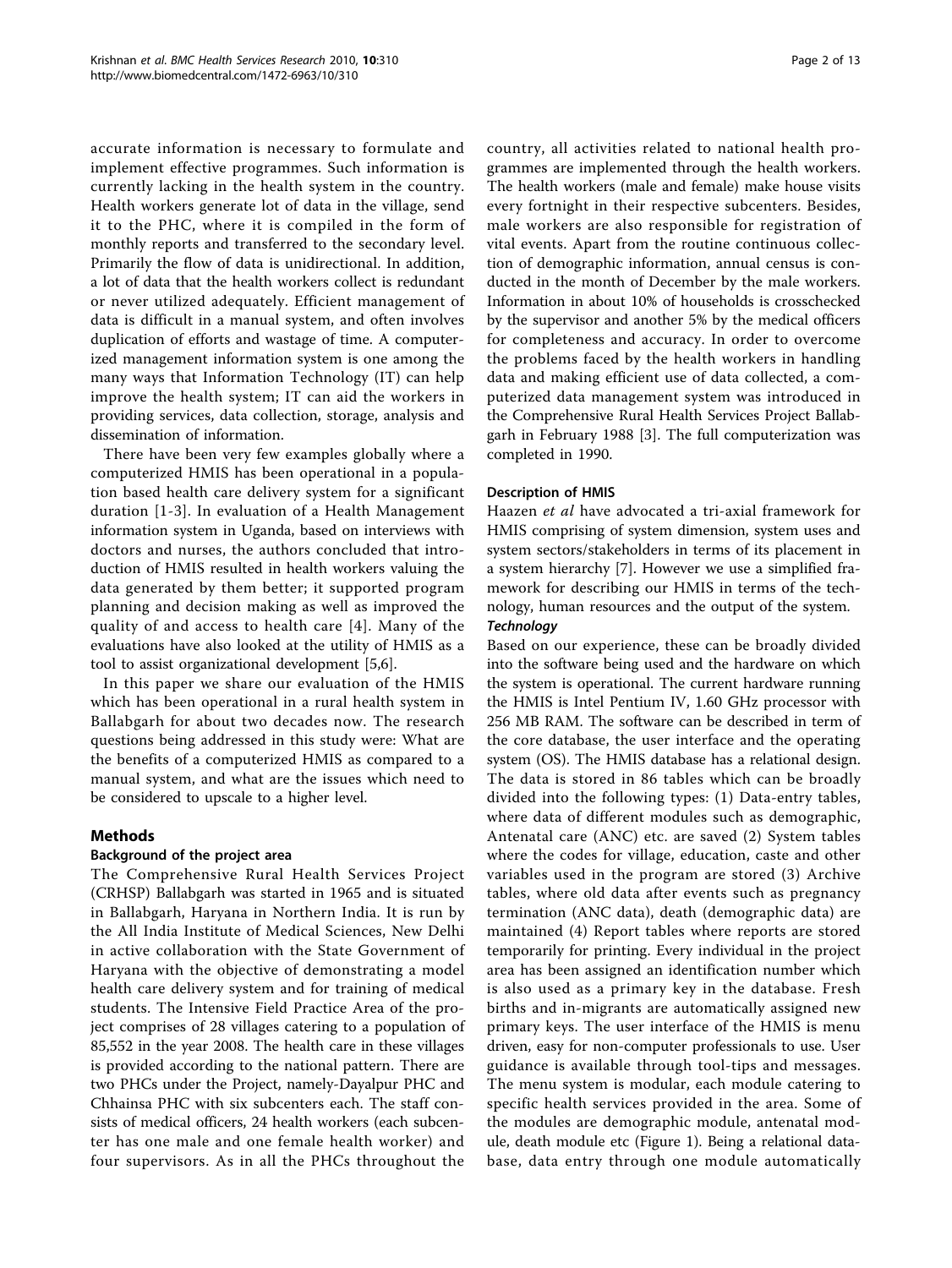accurate information is necessary to formulate and implement effective programmes. Such information is currently lacking in the health system in the country. Health workers generate lot of data in the village, send it to the PHC, where it is compiled in the form of monthly reports and transferred to the secondary level. Primarily the flow of data is unidirectional. In addition, a lot of data that the health workers collect is redundant or never utilized adequately. Efficient management of data is difficult in a manual system, and often involves duplication of efforts and wastage of time. A computerized management information system is one among the many ways that Information Technology (IT) can help improve the health system; IT can aid the workers in providing services, data collection, storage, analysis and dissemination of information.

There have been very few examples globally where a computerized HMIS has been operational in a population based health care delivery system for a significant duration [1-3]. In evaluation of a Health Management information system in Uganda, based on interviews with doctors and nurses, the authors concluded that introduction of HMIS resulted in health workers valuing the data generated by them better; it supported program planning and decision making as well as improved the quality of and access to health care [4]. Many of the evaluations have also looked at the utility of HMIS as a tool to assist organizational development [5,6].

In this paper we share our evaluation of the HMIS which has been operational in a rural health system in Ballabgarh for about two decades now. The research questions being addressed in this study were: What are the benefits of a computerized HMIS as compared to a manual system, and what are the issues which need to be considered to upscale to a higher level.

## Methods

### Background of the project area

The Comprehensive Rural Health Services Project (CRHSP) Ballabgarh was started in 1965 and is situated in Ballabgarh, Haryana in Northern India. It is run by the All India Institute of Medical Sciences, New Delhi in active collaboration with the State Government of Haryana with the objective of demonstrating a model health care delivery system and for training of medical students. The Intensive Field Practice Area of the project comprises of 28 villages catering to a population of 85,552 in the year 2008. The health care in these villages is provided according to the national pattern. There are two PHCs under the Project, namely-Dayalpur PHC and Chhainsa PHC with six subcenters each. The staff consists of medical officers, 24 health workers (each subcenter has one male and one female health worker) and four supervisors. As in all the PHCs throughout the country, all activities related to national health programmes are implemented through the health workers. The health workers (male and female) make house visits every fortnight in their respective subcenters. Besides, male workers are also responsible for registration of vital events. Apart from the routine continuous collection of demographic information, annual census is conducted in the month of December by the male workers. Information in about 10% of households is crosschecked by the supervisor and another 5% by the medical officers for completeness and accuracy. In order to overcome the problems faced by the health workers in handling data and making efficient use of data collected, a computerized data management system was introduced in the Comprehensive Rural Health Services Project Ballabgarh in February 1988 [3]. The full computerization was completed in 1990.

### Description of HMIS

Haazen *et al* have advocated a tri-axial framework for HMIS comprising of system dimension, system uses and system sectors/stakeholders in terms of its placement in a system hierarchy [7]. However we use a simplified framework for describing our HMIS in terms of the technology, human resources and the output of the system.

#### *Technology*

Based on our experience, these can be broadly divided into the software being used and the hardware on which the system is operational. The current hardware running the HMIS is Intel Pentium IV, 1.60 GHz processor with 256 MB RAM. The software can be described in term of the core database, the user interface and the operating system (OS). The HMIS database has a relational design. The data is stored in 86 tables which can be broadly divided into the following types: (1) Data-entry tables, where data of different modules such as demographic, Antenatal care (ANC) etc. are saved (2) System tables where the codes for village, education, caste and other variables used in the program are stored (3) Archive tables, where old data after events such as pregnancy termination (ANC data), death (demographic data) are maintained (4) Report tables where reports are stored temporarily for printing. Every individual in the project area has been assigned an identification number which is also used as a primary key in the database. Fresh births and in-migrants are automatically assigned new primary keys. The user interface of the HMIS is menu driven, easy for non-computer professionals to use. User guidance is available through tool-tips and messages. The menu system is modular, each module catering to specific health services provided in the area. Some of the modules are demographic module, antenatal module, death module etc (Figure 1). Being a relational database, data entry through one module automatically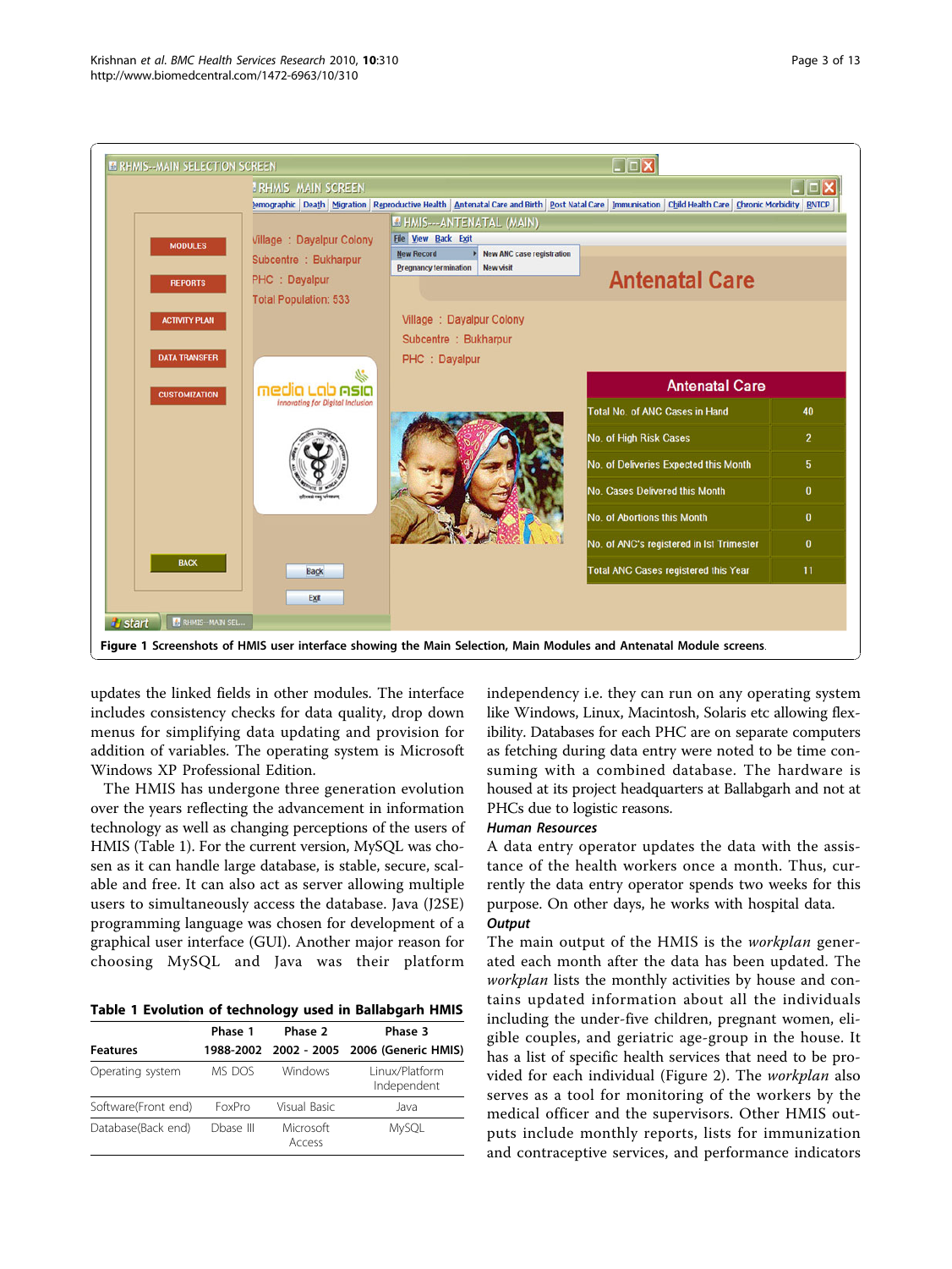**Figure 1 Screenshots of HMIS user interface showing the Main Selection, Main Modules and Antenatal Module screens.**

updates the linked fields in other modules. The interface includes consistency checks for data quality, drop down menus for simplifying data updating and provision for addition of variables. The operating system is Microsoft Windows XP Professional Edition.

The HMIS has undergone three generation evolution over the years reflecting the advancement in information technology as well as changing perceptions of the users of HMIS (Table 1). For the current version, MySQL was chosen as it can handle large database, is stable, secure, scalable and free. It can also act as server allowing multiple users to simultaneously access the database. Java (J2SE) programming language was chosen for development of a graphical user interface (GUI). Another major reason for choosing MySQL and Java was their platform independency i.e. they can run on any operating system like Windows, Linux, Macintosh, Solaris etc allowing flexibility. Databases for each PHC are on separate computers as fetching during data entry were noted to be time consuming with a combined database. The hardware is housed at its project headquarters at Ballabgarh and not at PHCs due to logistic reasons.

**Table 1 Evolution of technology used in Ballabgarh HMIS**

| Features | Phase 1 1988-2002 | Phase 2 2002 - 2005 | Phase 3 2006 (Generic HMIS) |
|---|---|---|---|
| Operating system | MS DOS | Windows | Linux/Platform Independent |
| Software(Front end) | FoxPro | Visual Basic | Java |
| Database(Back end) | Dbase III | Microsoft Access | MySQL |

***Human Resources***

A data entry operator updates the data with the assistance of the health workers once a month. Thus, currently the data entry operator spends two weeks for this purpose. On other days, he works with hospital data.

***Output***

The main output of the HMIS is the *workplan* generated each month after the data has been updated. The *workplan* lists the monthly activities by house and contains updated information about all the individuals including the under-five children, pregnant women, eligible couples, and geriatric age-group in the house. It has a list of specific health services that need to be provided for each individual (Figure 2). The *workplan* also serves as a tool for monitoring of the workers by the medical officer and the supervisors. Other HMIS outputs include monthly reports, lists for immunization and contraceptive services, and performance indicators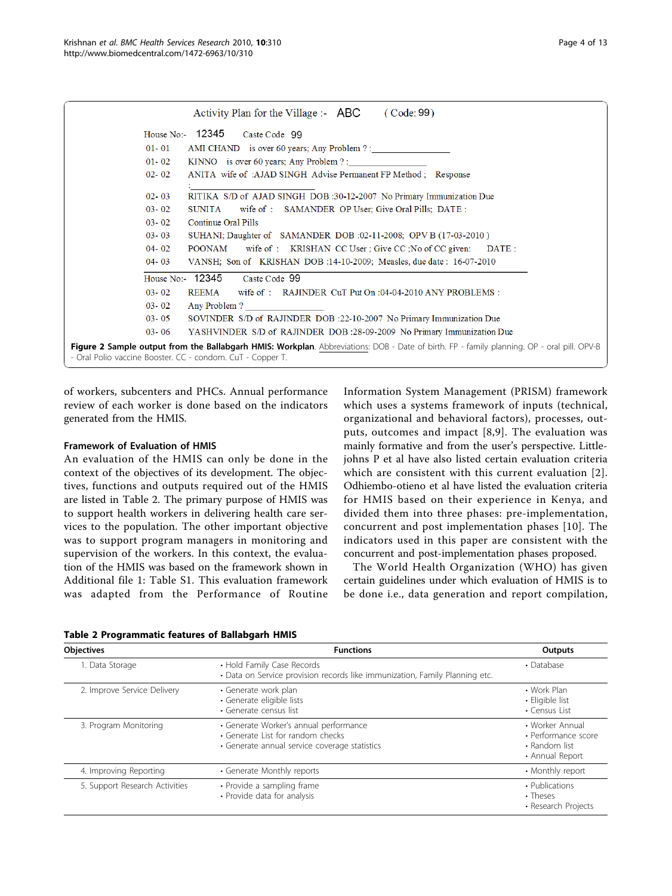Activity Plan for the Village :- ABC (Code: 99)

House No:- 12345 Caste Code 99

01- 01 AMI CHAND is over 60 years; Any Problem ? :________________

01- 02 KINNO is over 60 years; Any Problem ? :________________

02- 02 ANITA wife of :AJAD SINGH Advise Permanent FP Method ; Response :________________

02- 03 RITIKA S/D of AJAD SINGH DOB :30-12-2007 No Primary Immunization Due

03- 02 SUNITA wife of : SAMANDER OP User; Give Oral Pills; DATE :

03- 02 Continue Oral Pills

03- 03 SUHANI; Daughter of SAMANDER DOB :02-11-2008; OPV B (17-03-2010 )

04- 02 POONAM wife of : KRISHAN CC User ; Give CC ;No of CC given: DATE :

04- 03 VANSH; Son of KRISHAN DOB :14-10-2009; Measles, due date : 16-07-2010

House No:- 12345 Caste Code 99

03- 02 REEMA wife of : RAJINDER CuT Put On :04-04-2010 ANY PROBLEMS :

03- 02 Any Problem ? ________________

03- 05 SOVINDER S/D of RAJINDER DOB :22-10-2007 No Primary Immunization Due

03- 06 YASHVINDER S/D of RAJINDER DOB :28-09-2009 No Primary Immunization Due

**Figure 2 Sample output from the Ballabgarh HMIS: Workplan**. Abbreviations: DOB - Date of birth. FP - family planning. OP - oral pill. OPV-B - Oral Polio vaccine Booster. CC - condom. CuT - Copper T.

of workers, subcenters and PHCs. Annual performance review of each worker is done based on the indicators generated from the HMIS.

### Framework of Evaluation of HMIS

An evaluation of the HMIS can only be done in the context of the objectives of its development. The objectives, functions and outputs required out of the HMIS are listed in Table 2. The primary purpose of HMIS was to support health workers in delivering health care services to the population. The other important objective was to support program managers in monitoring and supervision of the workers. In this context, the evaluation of the HMIS was based on the framework shown in Additional file 1: Table S1. This evaluation framework was adapted from the Performance of Routine Information System Management (PRISM) framework which uses a systems framework of inputs (technical, organizational and behavioral factors), processes, outputs, outcomes and impact [8,9]. The evaluation was mainly formative and from the user's perspective. Littlejohns P et al have also listed certain evaluation criteria which are consistent with this current evaluation [2]. Odhiembo-otieno et al have listed the evaluation criteria for HMIS based on their experience in Kenya, and divided them into three phases: pre-implementation, concurrent and post implementation phases [10]. The indicators used in this paper are consistent with the concurrent and post-implementation phases proposed.

The World Health Organization (WHO) has given certain guidelines under which evaluation of HMIS is to be done i.e., data generation and report compilation,

**Table 2 Programmatic features of Ballabgarh HMIS**

| Objectives | Functions | Outputs |
|---|---|---|
| 1. Data Storage | • Hold Family Case Records<br>• Data on Service provision records like immunization, Family Planning etc. | • Database |
| 2. Improve Service Delivery | • Generate work plan<br>• Generate eligible lists<br>• Generate census list | • Work Plan<br>• Eligible list<br>• Census List |
| 3. Program Monitoring | • Generate Worker's annual performance<br>• Generate List for random checks<br>• Generate annual service coverage statistics | • Worker Annual<br>• Performance score<br>• Random list<br>• Annual Report |
| 4. Improving Reporting | • Generate Monthly reports | • Monthly report |
| 5. Support Research Activities | • Provide a sampling frame<br>• Provide data for analysis | • Publications<br>• Theses<br>• Research Projects |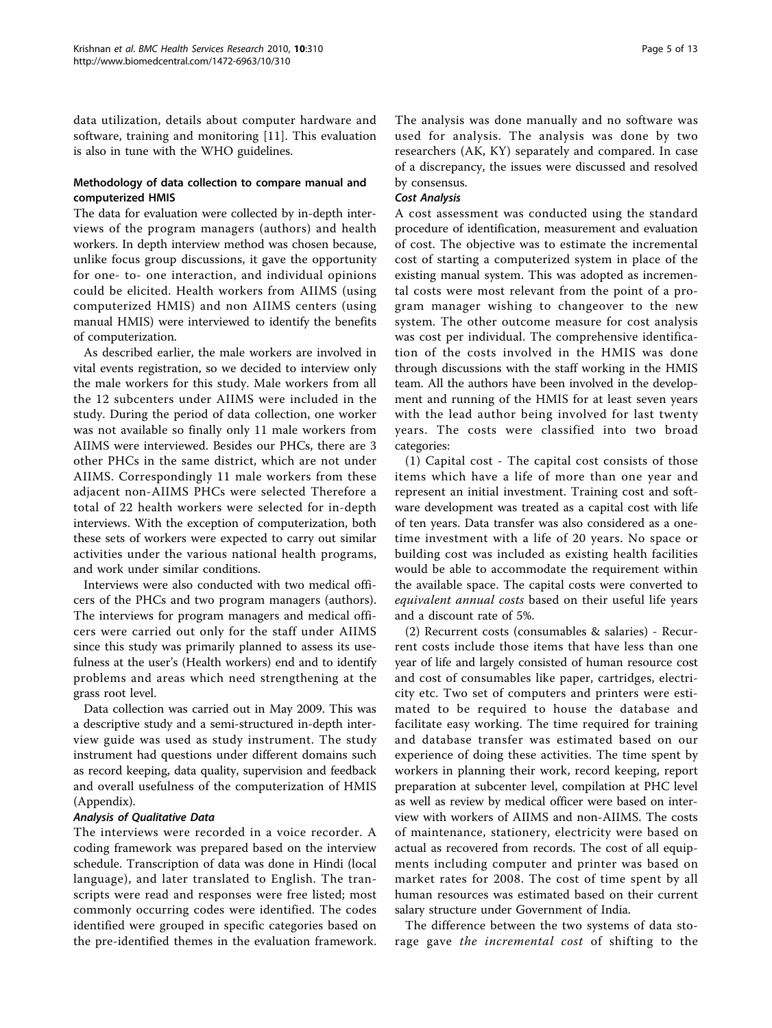data utilization, details about computer hardware and software, training and monitoring [11]. This evaluation is also in tune with the WHO guidelines.

### Methodology of data collection to compare manual and computerized HMIS

The data for evaluation were collected by in-depth interviews of the program managers (authors) and health workers. In depth interview method was chosen because, unlike focus group discussions, it gave the opportunity for one- to- one interaction, and individual opinions could be elicited. Health workers from AIIMS (using computerized HMIS) and non AIIMS centers (using manual HMIS) were interviewed to identify the benefits of computerization.

As described earlier, the male workers are involved in vital events registration, so we decided to interview only the male workers for this study. Male workers from all the 12 subcenters under AIIMS were included in the study. During the period of data collection, one worker was not available so finally only 11 male workers from AIIMS were interviewed. Besides our PHCs, there are 3 other PHCs in the same district, which are not under AIIMS. Correspondingly 11 male workers from these adjacent non-AIIMS PHCs were selected Therefore a total of 22 health workers were selected for in-depth interviews. With the exception of computerization, both these sets of workers were expected to carry out similar activities under the various national health programs, and work under similar conditions.

Interviews were also conducted with two medical officers of the PHCs and two program managers (authors). The interviews for program managers and medical officers were carried out only for the staff under AIIMS since this study was primarily planned to assess its usefulness at the user's (Health workers) end and to identify problems and areas which need strengthening at the grass root level.

Data collection was carried out in May 2009. This was a descriptive study and a semi-structured in-depth interview guide was used as study instrument. The study instrument had questions under different domains such as record keeping, data quality, supervision and feedback and overall usefulness of the computerization of HMIS (Appendix).

#### *Analysis of Qualitative Data*

The interviews were recorded in a voice recorder. A coding framework was prepared based on the interview schedule. Transcription of data was done in Hindi (local language), and later translated to English. The transcripts were read and responses were free listed; most commonly occurring codes were identified. The codes identified were grouped in specific categories based on the pre-identified themes in the evaluation framework. The analysis was done manually and no software was used for analysis. The analysis was done by two researchers (AK, KY) separately and compared. In case of a discrepancy, the issues were discussed and resolved by consensus.

#### *Cost Analysis*

A cost assessment was conducted using the standard procedure of identification, measurement and evaluation of cost. The objective was to estimate the incremental cost of starting a computerized system in place of the existing manual system. This was adopted as incremental costs were most relevant from the point of a program manager wishing to changeover to the new system. The other outcome measure for cost analysis was cost per individual. The comprehensive identification of the costs involved in the HMIS was done through discussions with the staff working in the HMIS team. All the authors have been involved in the development and running of the HMIS for at least seven years with the lead author being involved for last twenty years. The costs were classified into two broad categories:

(1) Capital cost - The capital cost consists of those items which have a life of more than one year and represent an initial investment. Training cost and software development was treated as a capital cost with life of ten years. Data transfer was also considered as a one-time investment with a life of 20 years. No space or building cost was included as existing health facilities would be able to accommodate the requirement within the available space. The capital costs were converted to *equivalent annual costs* based on their useful life years and a discount rate of 5%.

(2) Recurrent costs (consumables & salaries) - Recurrent costs include those items that have less than one year of life and largely consisted of human resource cost and cost of consumables like paper, cartridges, electricity etc. Two set of computers and printers were estimated to be required to house the database and facilitate easy working. The time required for training and database transfer was estimated based on our experience of doing these activities. The time spent by workers in planning their work, record keeping, report preparation at subcenter level, compilation at PHC level as well as review by medical officer were based on interview with workers of AIIMS and non-AIIMS. The costs of maintenance, stationery, electricity were based on actual as recovered from records. The cost of all equipments including computer and printer was based on market rates for 2008. The cost of time spent by all human resources was estimated based on their current salary structure under Government of India.

The difference between the two systems of data storage gave *the incremental cost* of shifting to the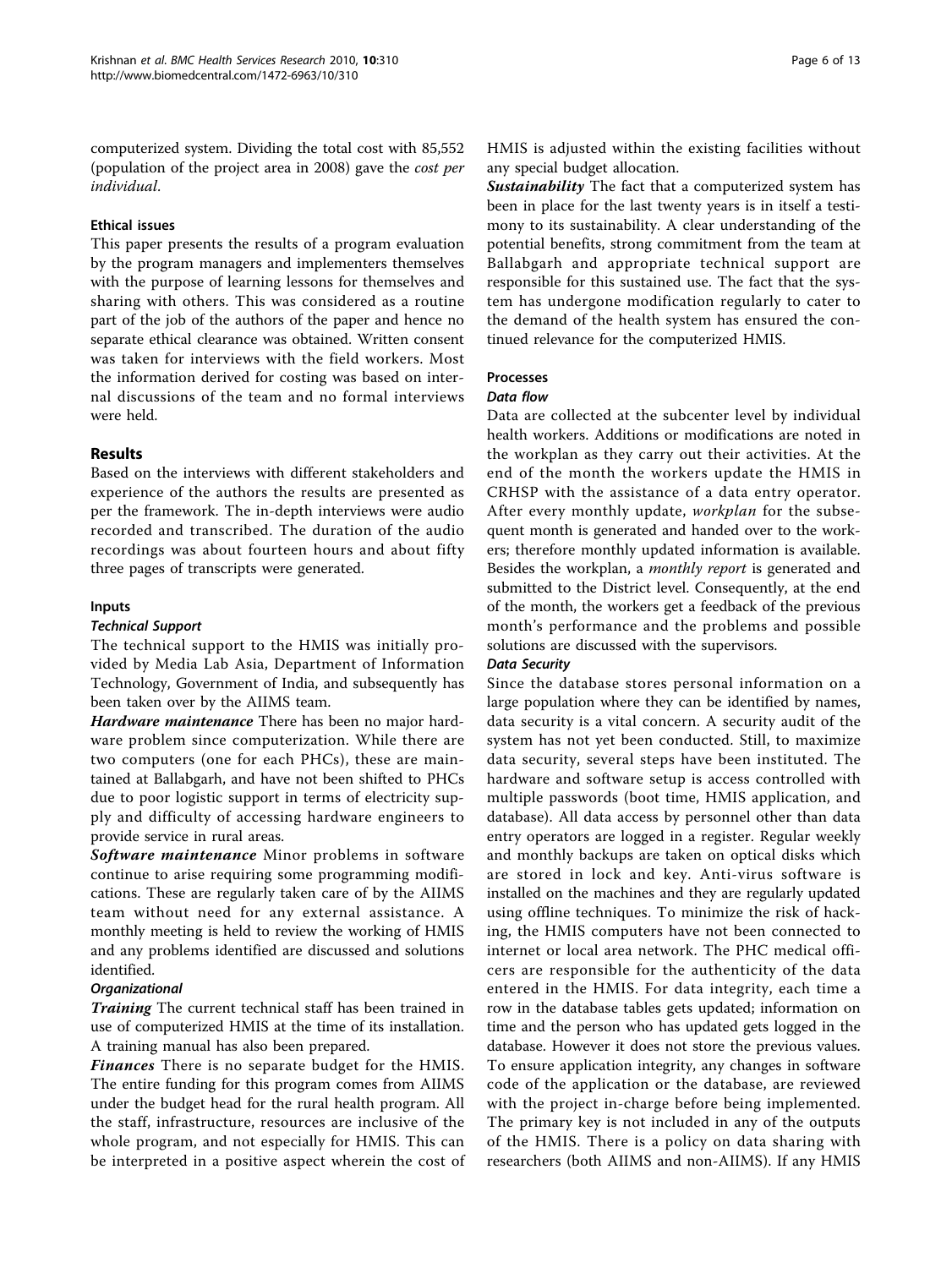computerized system. Dividing the total cost with 85,552 (population of the project area in 2008) gave the *cost per individual*.

#### Ethical issues

This paper presents the results of a program evaluation by the program managers and implementers themselves with the purpose of learning lessons for themselves and sharing with others. This was considered as a routine part of the job of the authors of the paper and hence no separate ethical clearance was obtained. Written consent was taken for interviews with the field workers. Most the information derived for costing was based on internal discussions of the team and no formal interviews were held.

## Results

Based on the interviews with different stakeholders and experience of the authors the results are presented as per the framework. The in-depth interviews were audio recorded and transcribed. The duration of the audio recordings was about fourteen hours and about fifty three pages of transcripts were generated.

### Inputs

#### *Technical Support*

The technical support to the HMIS was initially provided by Media Lab Asia, Department of Information Technology, Government of India, and subsequently has been taken over by the AIIMS team.

***Hardware maintenance*** There has been no major hardware problem since computerization. While there are two computers (one for each PHCs), these are maintained at Ballabgarh, and have not been shifted to PHCs due to poor logistic support in terms of electricity supply and difficulty of accessing hardware engineers to provide service in rural areas.

***Software maintenance*** Minor problems in software continue to arise requiring some programming modifications. These are regularly taken care of by the AIIMS team without need for any external assistance. A monthly meeting is held to review the working of HMIS and any problems identified are discussed and solutions identified.

#### *Organizational*

***Training*** The current technical staff has been trained in use of computerized HMIS at the time of its installation. A training manual has also been prepared.

***Finances*** There is no separate budget for the HMIS. The entire funding for this program comes from AIIMS under the budget head for the rural health program. All the staff, infrastructure, resources are inclusive of the whole program, and not especially for HMIS. This can be interpreted in a positive aspect wherein the cost of HMIS is adjusted within the existing facilities without any special budget allocation.

***Sustainability*** The fact that a computerized system has been in place for the last twenty years is in itself a testimony to its sustainability. A clear understanding of the potential benefits, strong commitment from the team at Ballabgarh and appropriate technical support are responsible for this sustained use. The fact that the system has undergone modification regularly to cater to the demand of the health system has ensured the continued relevance for the computerized HMIS.

### Processes

#### *Data flow*

Data are collected at the subcenter level by individual health workers. Additions or modifications are noted in the workplan as they carry out their activities. At the end of the month the workers update the HMIS in CRHSP with the assistance of a data entry operator. After every monthly update, *workplan* for the subsequent month is generated and handed over to the workers; therefore monthly updated information is available. Besides the workplan, a *monthly report* is generated and submitted to the District level. Consequently, at the end of the month, the workers get a feedback of the previous month's performance and the problems and possible solutions are discussed with the supervisors.

#### *Data Security*

Since the database stores personal information on a large population where they can be identified by names, data security is a vital concern. A security audit of the system has not yet been conducted. Still, to maximize data security, several steps have been instituted. The hardware and software setup is access controlled with multiple passwords (boot time, HMIS application, and database). All data access by personnel other than data entry operators are logged in a register. Regular weekly and monthly backups are taken on optical disks which are stored in lock and key. Anti-virus software is installed on the machines and they are regularly updated using offline techniques. To minimize the risk of hacking, the HMIS computers have not been connected to internet or local area network. The PHC medical officers are responsible for the authenticity of the data entered in the HMIS. For data integrity, each time a row in the database tables gets updated; information on time and the person who has updated gets logged in the database. However it does not store the previous values. To ensure application integrity, any changes in software code of the application or the database, are reviewed with the project in-charge before being implemented. The primary key is not included in any of the outputs of the HMIS. There is a policy on data sharing with researchers (both AIIMS and non-AIIMS). If any HMIS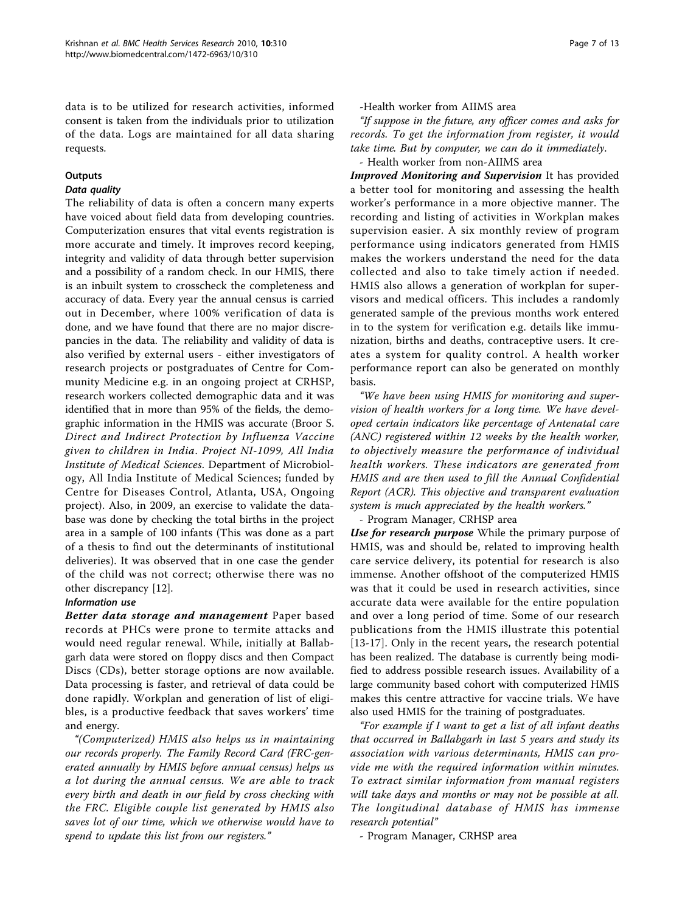data is to be utilized for research activities, informed consent is taken from the individuals prior to utilization of the data. Logs are maintained for all data sharing requests.

### Outputs

#### Data quality

The reliability of data is often a concern many experts have voiced about field data from developing countries. Computerization ensures that vital events registration is more accurate and timely. It improves record keeping, integrity and validity of data through better supervision and a possibility of a random check. In our HMIS, there is an inbuilt system to crosscheck the completeness and accuracy of data. Every year the annual census is carried out in December, where 100% verification of data is done, and we have found that there are no major discrepancies in the data. The reliability and validity of data is also verified by external users - either investigators of research projects or postgraduates of Centre for Community Medicine e.g. in an ongoing project at CRHSP, research workers collected demographic data and it was identified that in more than 95% of the fields, the demographic information in the HMIS was accurate (Broor S. *Direct and Indirect Protection by Influenza Vaccine given to children in India*. *Project NI-1099, All India Institute of Medical Sciences*. Department of Microbiology, All India Institute of Medical Sciences; funded by Centre for Diseases Control, Atlanta, USA, Ongoing project). Also, in 2009, an exercise to validate the database was done by checking the total births in the project area in a sample of 100 infants (This was done as a part of a thesis to find out the determinants of institutional deliveries). It was observed that in one case the gender of the child was not correct; otherwise there was no other discrepancy [12].

#### Information use

***Better data storage and management*** Paper based records at PHCs were prone to termite attacks and would need regular renewal. While, initially at Ballabgarh data were stored on floppy discs and then Compact Discs (CDs), better storage options are now available. Data processing is faster, and retrieval of data could be done rapidly. Workplan and generation of list of eligibles, is a productive feedback that saves workers' time and energy.

*"(Computerized) HMIS also helps us in maintaining our records properly. The Family Record Card (FRC-generated annually by HMIS before annual census) helps us a lot during the annual census. We are able to track every birth and death in our field by cross checking with the FRC. Eligible couple list generated by HMIS also saves lot of our time, which we otherwise would have to spend to update this list from our registers."*

-Health worker from AIIMS area

*"If suppose in the future, any officer comes and asks for records. To get the information from register, it would take time. But by computer, we can do it immediately.*

- Health worker from non-AIIMS area

***Improved Monitoring and Supervision*** It has provided a better tool for monitoring and assessing the health worker's performance in a more objective manner. The recording and listing of activities in Workplan makes supervision easier. A six monthly review of program performance using indicators generated from HMIS makes the workers understand the need for the data collected and also to take timely action if needed. HMIS also allows a generation of workplan for supervisors and medical officers. This includes a randomly generated sample of the previous months work entered in to the system for verification e.g. details like immunization, births and deaths, contraceptive users. It creates a system for quality control. A health worker performance report can also be generated on monthly basis.

*"We have been using HMIS for monitoring and supervision of health workers for a long time. We have developed certain indicators like percentage of Antenatal care (ANC) registered within 12 weeks by the health worker, to objectively measure the performance of individual health workers. These indicators are generated from HMIS and are then used to fill the Annual Confidential Report (ACR). This objective and transparent evaluation system is much appreciated by the health workers."*

- Program Manager, CRHSP area

***Use for research purpose*** While the primary purpose of HMIS, was and should be, related to improving health care service delivery, its potential for research is also immense. Another offshoot of the computerized HMIS was that it could be used in research activities, since accurate data were available for the entire population and over a long period of time. Some of our research publications from the HMIS illustrate this potential [13-17]. Only in the recent years, the research potential has been realized. The database is currently being modified to address possible research issues. Availability of a large community based cohort with computerized HMIS makes this centre attractive for vaccine trials. We have also used HMIS for the training of postgraduates.

*"For example if I want to get a list of all infant deaths that occurred in Ballabgarh in last 5 years and study its association with various determinants, HMIS can provide me with the required information within minutes. To extract similar information from manual registers will take days and months or may not be possible at all. The longitudinal database of HMIS has immense research potential"*

- Program Manager, CRHSP area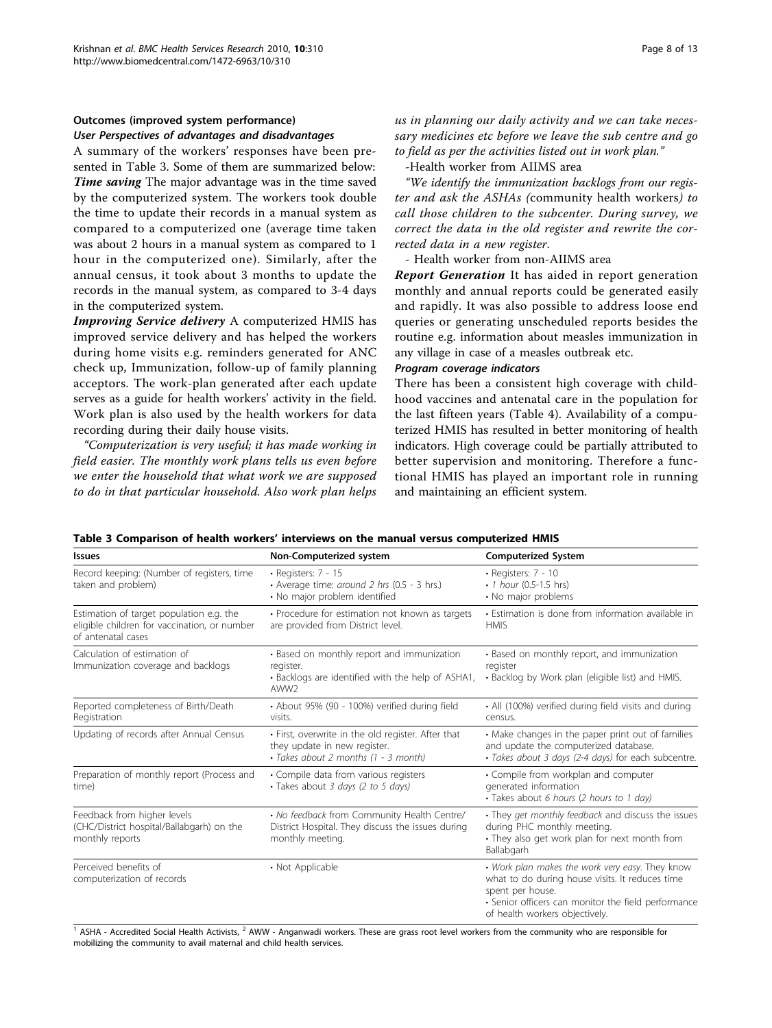### Outcomes (improved system performance)

#### User Perspectives of advantages and disadvantages

A summary of the workers' responses have been presented in Table 3. Some of them are summarized below:

***Time saving*** The major advantage was in the time saved by the computerized system. The workers took double the time to update their records in a manual system as compared to a computerized one (average time taken was about 2 hours in a manual system as compared to 1 hour in the computerized one). Similarly, after the annual census, it took about 3 months to update the records in the manual system, as compared to 3-4 days in the computerized system.

***Improving Service delivery*** A computerized HMIS has improved service delivery and has helped the workers during home visits e.g. reminders generated for ANC check up, Immunization, follow-up of family planning acceptors. The work-plan generated after each update serves as a guide for health workers' activity in the field. Work plan is also used by the health workers for data recording during their daily house visits.

*"Computerization is very useful; it has made working in field easier. The monthly work plans tells us even before we enter the household that what work we are supposed to do in that particular household. Also work plan helps us in planning our daily activity and we can take necessary medicines etc before we leave the sub centre and go to field as per the activities listed out in work plan."*

-Health worker from AIIMS area

*"We identify the immunization backlogs from our register and ask the ASHAs (*community health workers*) to call those children to the subcenter. During survey, we correct the data in the old register and rewrite the corrected data in a new register.*

- Health worker from non-AIIMS area

***Report Generation*** It has aided in report generation monthly and annual reports could be generated easily and rapidly. It was also possible to address loose end queries or generating unscheduled reports besides the routine e.g. information about measles immunization in any village in case of a measles outbreak etc.

#### Program coverage indicators

There has been a consistent high coverage with childhood vaccines and antenatal care in the population for the last fifteen years (Table 4). Availability of a computerized HMIS has resulted in better monitoring of health indicators. High coverage could be partially attributed to better supervision and monitoring. Therefore a functional HMIS has played an important role in running and maintaining an efficient system.

**Table 3 Comparison of health workers' interviews on the manual versus computerized HMIS**

| Issues | Non-Computerized system | Computerized System |
|---|---|---|
| Record keeping: (Number of registers, time taken and problem) | • Registers: 7 - 15<br>• Average time: *around 2 hrs* (0.5 - 3 hrs.)<br>• No major problem identified | • Registers: 7 - 10<br>• *1 hour* (0.5-1.5 hrs)<br>• No major problems |
| Estimation of target population e.g. the eligible children for vaccination, or number of antenatal cases | • Procedure for estimation not known as targets are provided from District level. | • Estimation is done from information available in HMIS |
| Calculation of estimation of Immunization coverage and backlogs | • Based on monthly report and immunization register.<br>• Backlogs are identified with the help of ASHA1, AWW2 | • Based on monthly report, and immunization register<br>• Backlog by Work plan (eligible list) and HMIS. |
| Reported completeness of Birth/Death Registration | • About 95% (90 - 100%) verified during field visits. | • All (100%) verified during field visits and during census. |
| Updating of records after Annual Census | • First, overwrite in the old register. After that they update in new register.<br>• *Takes about 2 months (1 - 3 month)* | • Make changes in the paper print out of families and update the computerized database.<br>• *Takes about 3 days (2-4 days)* for each subcentre. |
| Preparation of monthly report (Process and time) | • Compile data from various registers<br>• Takes about *3 days (2 to 5 days)* | • Compile from workplan and computer generated information<br>• Takes about *6 hours* (*2 hours to 1 day)* |
| Feedback from higher levels (CHC/District hospital/Ballabgarh) on the monthly reports | • *No feedback* from Community Health Centre/ District Hospital. They discuss the issues during monthly meeting. | • They *get monthly feedback* and discuss the issues during PHC monthly meeting.<br>• They also get work plan for next month from Ballabgarh |
| Perceived benefits of computerization of records | • Not Applicable | • *Work plan makes the work very easy.* They know what to do during house visits. It reduces time spent per house.<br>• Senior officers can monitor the field performance of health workers objectively. |

[1] ASHA - Accredited Social Health Activists, [2] AWW - Anganwadi workers. These are grass root level workers from the community who are responsible for mobilizing the community to avail maternal and child health services.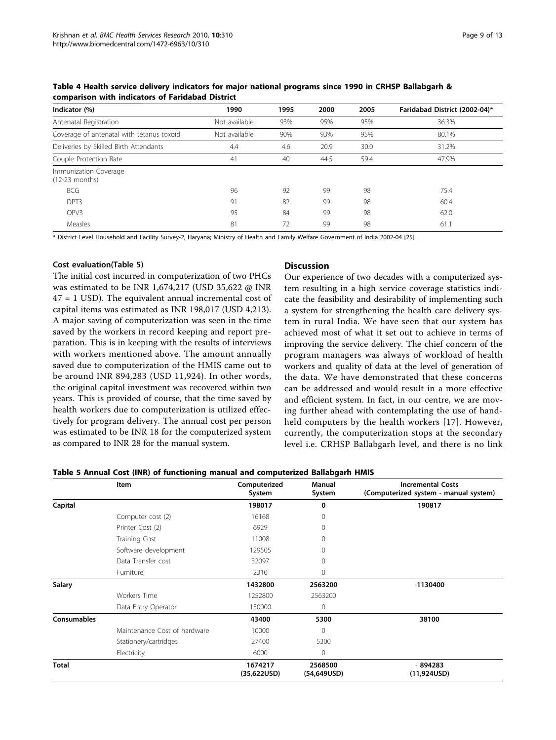**Table 4 Health service delivery indicators for major national programs since 1990 in CRHSP Ballabgarh & comparison with indicators of Faridabad District**

| Indicator (%) | 1990 | 1995 | 2000 | 2005 | Faridabad District (2002-04)* |
|---|---|---|---|---|---|
| Antenatal Registration | Not available | 93% | 95% | 95% | 36.3% |
| Coverage of antenatal with tetanus toxoid | Not available | 90% | 93% | 95% | 80.1% |
| Deliveries by Skilled Birth Attendants | 4.4 | 4.6 | 20.9 | 30.0 | 31.2% |
| Couple Protection Rate | 41 | 40 | 44.5 | 59.4 | 47.9% |
| Immunization Coverage (12-23 months) | | | | | |
| BCG | 96 | 92 | 99 | 98 | 75.4 |
| DPT3 | 91 | 82 | 99 | 98 | 60.4 |
| OPV3 | 95 | 84 | 99 | 98 | 62.0 |
| Measles | 81 | 72 | 99 | 98 | 61.1 |

\* District Level Household and Facility Survey-2, Haryana; Ministry of Health and Family Welfare Government of India 2002-04 [25].

### Cost evaluation(Table 5)

The initial cost incurred in computerization of two PHCs was estimated to be INR 1,674,217 (USD 35,622 @ INR 47 = 1 USD). The equivalent annual incremental cost of capital items was estimated as INR 198,017 (USD 4,213). A major saving of computerization was seen in the time saved by the workers in record keeping and report preparation. This is in keeping with the results of interviews with workers mentioned above. The amount annually saved due to computerization of the HMIS came out to be around INR 894,283 (USD 11,924). In other words, the original capital investment was recovered within two years. This is provided of course, that the time saved by health workers due to computerization is utilized effectively for program delivery. The annual cost per person was estimated to be INR 18 for the computerized system as compared to INR 28 for the manual system.

## Discussion

Our experience of two decades with a computerized system resulting in a high service coverage statistics indicate the feasibility and desirability of implementing such a system for strengthening the health care delivery system in rural India. We have seen that our system has achieved most of what it set out to achieve in terms of improving the service delivery. The chief concern of the program managers was always of workload of health workers and quality of data at the level of generation of the data. We have demonstrated that these concerns can be addressed and would result in a more effective and efficient system. In fact, in our centre, we are moving further ahead with contemplating the use of hand-held computers by the health workers [17]. However, currently, the computerization stops at the secondary level i.e. CRHSP Ballabgarh level, and there is no link

**Table 5 Annual Cost (INR) of functioning manual and computerized Ballabgarh HMIS**

| | Item | Computerized System | Manual System | Incremental Costs (Computerized system - manual system) |
|---|---|---|---|---|
| **Capital** | | **198017** | **0** | **190817** |
| | Computer cost (2) | 16168 | 0 | |
| | Printer Cost (2) | 6929 | 0 | |
| | Training Cost | 11008 | 0 | |
| | Software development | 129505 | 0 | |
| | Data Transfer cost | 32097 | 0 | |
| | Furniture | 2310 | 0 | |
| **Salary** | | **1432800** | **2563200** | **-1130400** |
| | Workers Time | 1252800 | 2563200 | |
| | Data Entry Operator | 150000 | 0 | |
| **Consumables** | | **43400** | **5300** | **38100** |
| | Maintenance Cost of hardware | 10000 | 0 | |
| | Stationery/cartridges | 27400 | 5300 | |
| | Electricity | 6000 | 0 | |
| **Total** | | 1674217 (35,622USD) | 2568500 (54,649USD) | - 894283 (11,924USD) |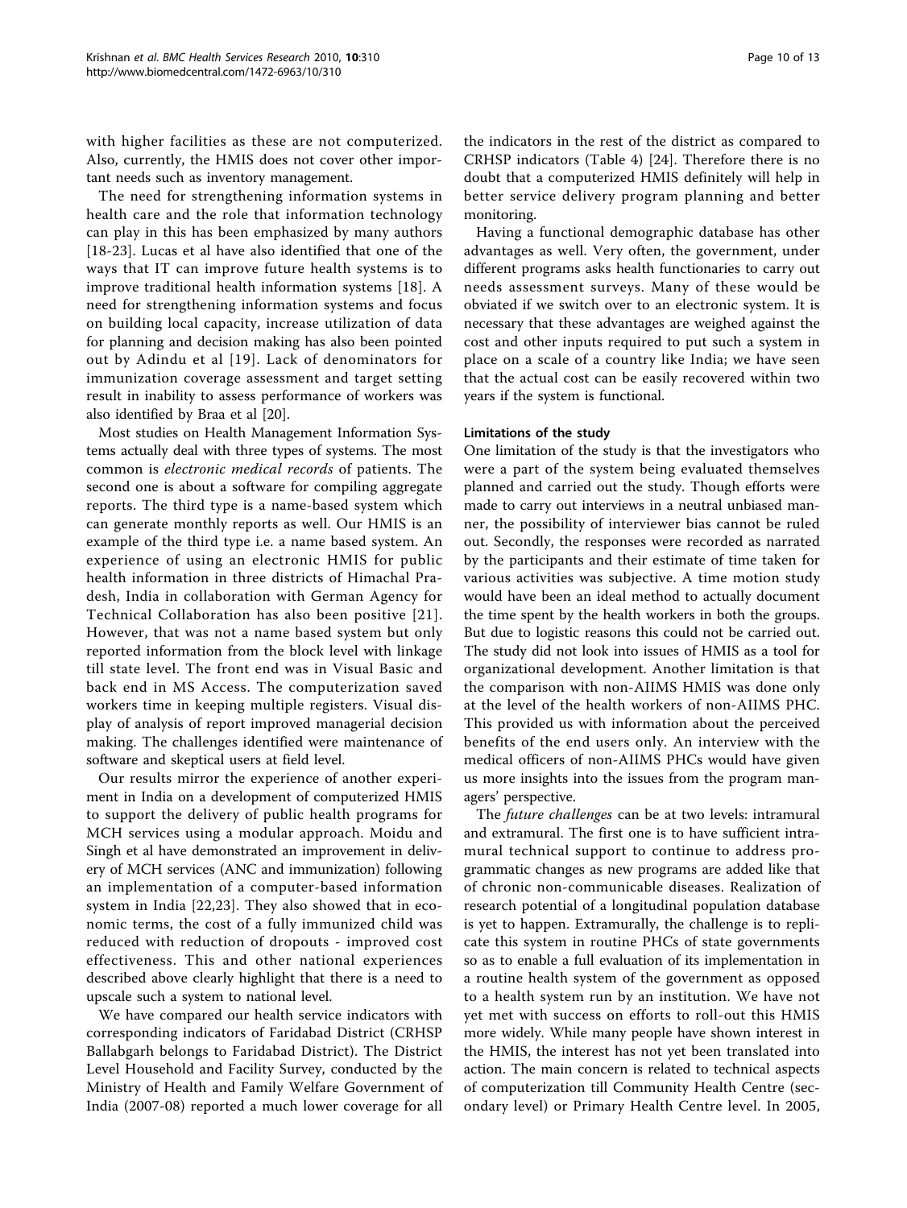with higher facilities as these are not computerized. Also, currently, the HMIS does not cover other important needs such as inventory management.

The need for strengthening information systems in health care and the role that information technology can play in this has been emphasized by many authors [18-23]. Lucas et al have also identified that one of the ways that IT can improve future health systems is to improve traditional health information systems [18]. A need for strengthening information systems and focus on building local capacity, increase utilization of data for planning and decision making has also been pointed out by Adindu et al [19]. Lack of denominators for immunization coverage assessment and target setting result in inability to assess performance of workers was also identified by Braa et al [20].

Most studies on Health Management Information Systems actually deal with three types of systems. The most common is *electronic medical records* of patients. The second one is about a software for compiling aggregate reports. The third type is a name-based system which can generate monthly reports as well. Our HMIS is an example of the third type i.e. a name based system. An experience of using an electronic HMIS for public health information in three districts of Himachal Pradesh, India in collaboration with German Agency for Technical Collaboration has also been positive [21]. However, that was not a name based system but only reported information from the block level with linkage till state level. The front end was in Visual Basic and back end in MS Access. The computerization saved workers time in keeping multiple registers. Visual display of analysis of report improved managerial decision making. The challenges identified were maintenance of software and skeptical users at field level.

Our results mirror the experience of another experiment in India on a development of computerized HMIS to support the delivery of public health programs for MCH services using a modular approach. Moidu and Singh et al have demonstrated an improvement in delivery of MCH services (ANC and immunization) following an implementation of a computer-based information system in India [22,23]. They also showed that in economic terms, the cost of a fully immunized child was reduced with reduction of dropouts - improved cost effectiveness. This and other national experiences described above clearly highlight that there is a need to upscale such a system to national level.

We have compared our health service indicators with corresponding indicators of Faridabad District (CRHSP Ballabgarh belongs to Faridabad District). The District Level Household and Facility Survey, conducted by the Ministry of Health and Family Welfare Government of India (2007-08) reported a much lower coverage for all the indicators in the rest of the district as compared to CRHSP indicators (Table 4) [24]. Therefore there is no doubt that a computerized HMIS definitely will help in better service delivery program planning and better monitoring.

Having a functional demographic database has other advantages as well. Very often, the government, under different programs asks health functionaries to carry out needs assessment surveys. Many of these would be obviated if we switch over to an electronic system. It is necessary that these advantages are weighed against the cost and other inputs required to put such a system in place on a scale of a country like India; we have seen that the actual cost can be easily recovered within two years if the system is functional.

#### Limitations of the study

One limitation of the study is that the investigators who were a part of the system being evaluated themselves planned and carried out the study. Though efforts were made to carry out interviews in a neutral unbiased manner, the possibility of interviewer bias cannot be ruled out. Secondly, the responses were recorded as narrated by the participants and their estimate of time taken for various activities was subjective. A time motion study would have been an ideal method to actually document the time spent by the health workers in both the groups. But due to logistic reasons this could not be carried out. The study did not look into issues of HMIS as a tool for organizational development. Another limitation is that the comparison with non-AIIMS HMIS was done only at the level of the health workers of non-AIIMS PHC. This provided us with information about the perceived benefits of the end users only. An interview with the medical officers of non-AIIMS PHCs would have given us more insights into the issues from the program managers' perspective.

The *future challenges* can be at two levels: intramural and extramural. The first one is to have sufficient intramural technical support to continue to address programmatic changes as new programs are added like that of chronic non-communicable diseases. Realization of research potential of a longitudinal population database is yet to happen. Extramurally, the challenge is to replicate this system in routine PHCs of state governments so as to enable a full evaluation of its implementation in a routine health system of the government as opposed to a health system run by an institution. We have not yet met with success on efforts to roll-out this HMIS more widely. While many people have shown interest in the HMIS, the interest has not yet been translated into action. The main concern is related to technical aspects of computerization till Community Health Centre (secondary level) or Primary Health Centre level. In 2005,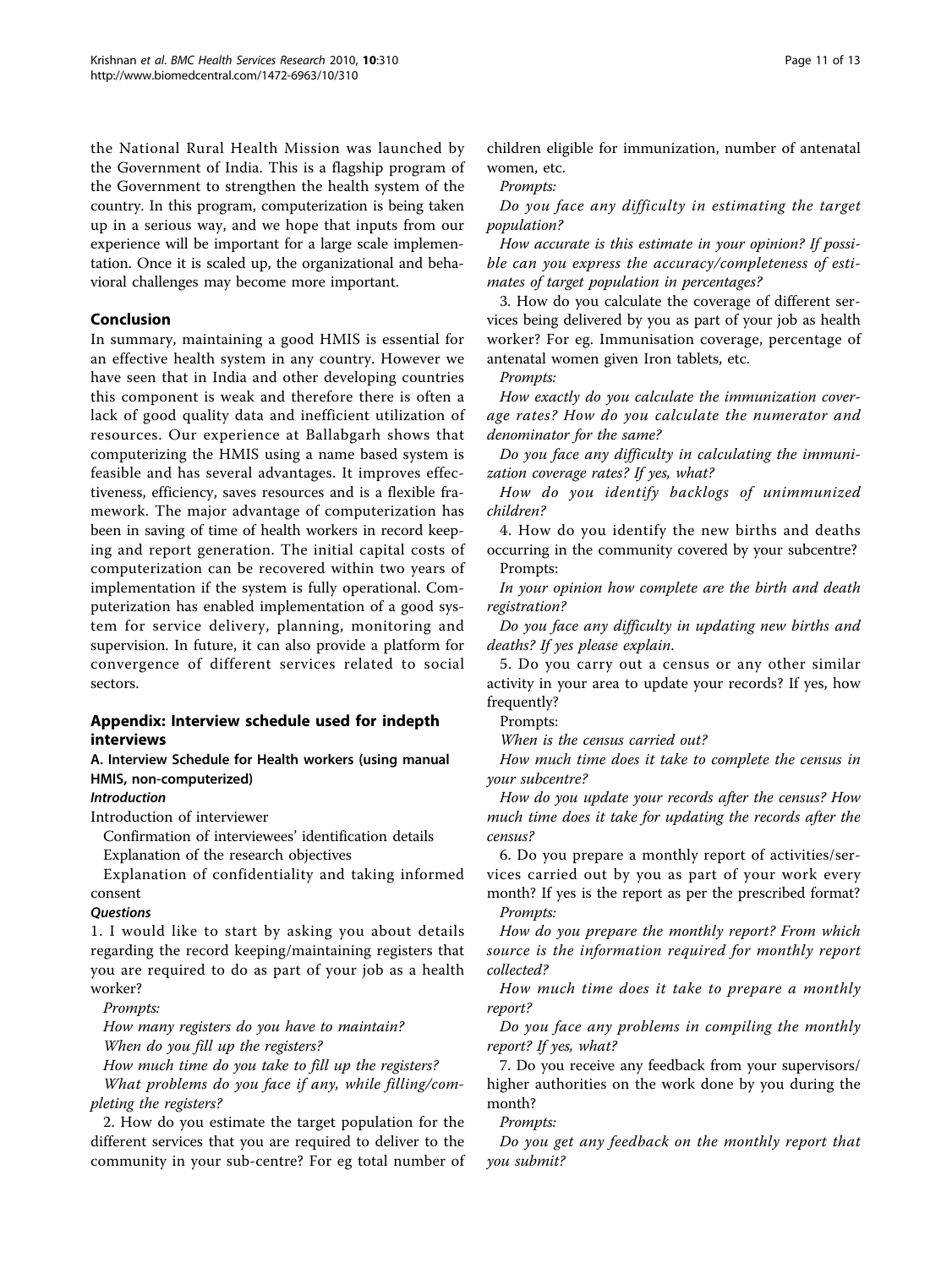the National Rural Health Mission was launched by the Government of India. This is a flagship program of the Government to strengthen the health system of the country. In this program, computerization is being taken up in a serious way, and we hope that inputs from our experience will be important for a large scale implementation. Once it is scaled up, the organizational and behavioral challenges may become more important.

## Conclusion

In summary, maintaining a good HMIS is essential for an effective health system in any country. However we have seen that in India and other developing countries this component is weak and therefore there is often a lack of good quality data and inefficient utilization of resources. Our experience at Ballabgarh shows that computerizing the HMIS using a name based system is feasible and has several advantages. It improves effectiveness, efficiency, saves resources and is a flexible framework. The major advantage of computerization has been in saving of time of health workers in record keeping and report generation. The initial capital costs of computerization can be recovered within two years of implementation if the system is fully operational. Computerization has enabled implementation of a good system for service delivery, planning, monitoring and supervision. In future, it can also provide a platform for convergence of different services related to social sectors.

## Appendix: Interview schedule used for indepth interviews

### A. Interview Schedule for Health workers (using manual HMIS, non-computerized)

#### *Introduction*

Introduction of interviewer

Confirmation of interviewees' identification details

Explanation of the research objectives

Explanation of confidentiality and taking informed consent

#### *Questions*

1. I would like to start by asking you about details regarding the record keeping/maintaining registers that you are required to do as part of your job as a health worker?

*Prompts:*

*How many registers do you have to maintain?*

*When do you fill up the registers?*

*How much time do you take to fill up the registers?*

*What problems do you face if any, while filling/completing the registers?*

2. How do you estimate the target population for the different services that you are required to deliver to the community in your sub-centre? For eg total number of children eligible for immunization, number of antenatal women, etc.

*Prompts:*

*Do you face any difficulty in estimating the target population?*

*How accurate is this estimate in your opinion? If possible can you express the accuracy/completeness of estimates of target population in percentages?*

3. How do you calculate the coverage of different services being delivered by you as part of your job as health worker? For eg. Immunisation coverage, percentage of antenatal women given Iron tablets, etc.

*Prompts:*

*How exactly do you calculate the immunization coverage rates? How do you calculate the numerator and denominator for the same?*

*Do you face any difficulty in calculating the immunization coverage rates? If yes, what?*

*How do you identify backlogs of unimmunized children?*

4. How do you identify the new births and deaths occurring in the community covered by your subcentre?

Prompts:

*In your opinion how complete are the birth and death registration?*

*Do you face any difficulty in updating new births and deaths? If yes please explain.*

5. Do you carry out a census or any other similar activity in your area to update your records? If yes, how frequently?

Prompts:

*When is the census carried out?*

*How much time does it take to complete the census in your subcentre?*

*How do you update your records after the census? How much time does it take for updating the records after the census?*

6. Do you prepare a monthly report of activities/services carried out by you as part of your work every month? If yes is the report as per the prescribed format?

*Prompts:*

*How do you prepare the monthly report? From which source is the information required for monthly report collected?*

*How much time does it take to prepare a monthly report?*

*Do you face any problems in compiling the monthly report? If yes, what?*

7. Do you receive any feedback from your supervisors/higher authorities on the work done by you during the month?

*Prompts:*

*Do you get any feedback on the monthly report that you submit?*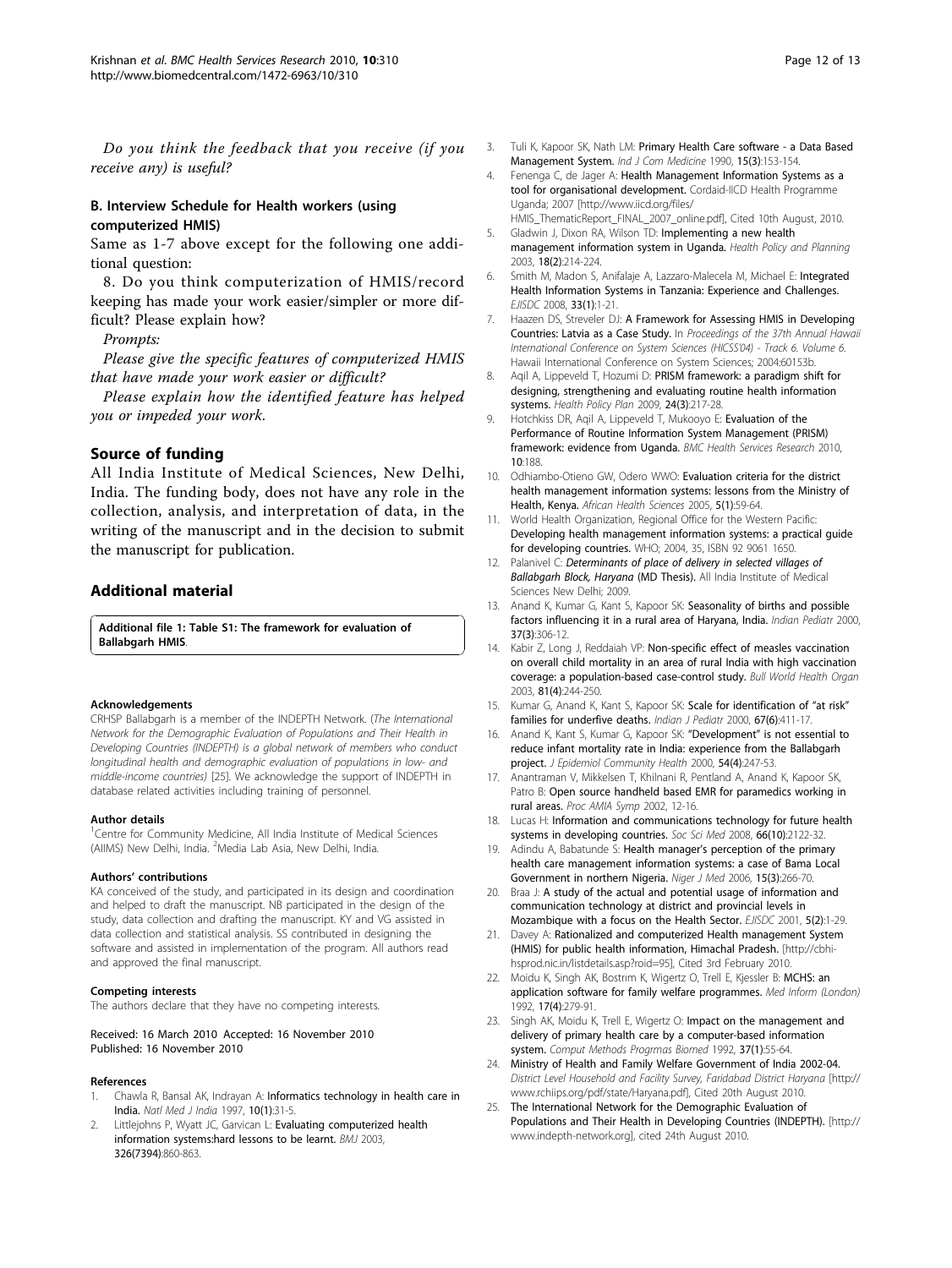*Do you think the feedback that you receive (if you receive any) is useful?*

### B. Interview Schedule for Health workers (using computerized HMIS)

Same as 1-7 above except for the following one additional question:

8. Do you think computerization of HMIS/record keeping has made your work easier/simpler or more difficult? Please explain how?

*Prompts:*

*Please give the specific features of computerized HMIS that have made your work easier or difficult?*

*Please explain how the identified feature has helped you or impeded your work.*

## Source of funding

All India Institute of Medical Sciences, New Delhi, India. The funding body, does not have any role in the collection, analysis, and interpretation of data, in the writing of the manuscript and in the decision to submit the manuscript for publication.

## Additional material

**Additional file 1: Table S1: The framework for evaluation of Ballabgarh HMIS**.

#### Acknowledgements

CRHSP Ballabgarh is a member of the INDEPTH Network. (*The International Network for the Demographic Evaluation of Populations and Their Health in Developing Countries (INDEPTH) is a global network of members who conduct longitudinal health and demographic evaluation of populations in low- and middle-income countries)* [25]. We acknowledge the support of INDEPTH in database related activities including training of personnel.

#### Author details

[1]Centre for Community Medicine, All India Institute of Medical Sciences (AIIMS) New Delhi, India. [2]Media Lab Asia, New Delhi, India.

#### Authors' contributions

KA conceived of the study, and participated in its design and coordination and helped to draft the manuscript. NB participated in the design of the study, data collection and drafting the manuscript. KY and VG assisted in data collection and statistical analysis. SS contributed in designing the software and assisted in implementation of the program. All authors read and approved the final manuscript.

#### Competing interests

The authors declare that they have no competing interests.

Received: 16 March 2010 Accepted: 16 November 2010
Published: 16 November 2010

#### References

1. Chawla R, Bansal AK, Indrayan A: **Informatics technology in health care in India.** *Natl Med J India* 1997, **10(1)**:31-5.
2. Littlejohns P, Wyatt JC, Garvican L: **Evaluating computerized health information systems:hard lessons to be learnt.** *BMJ* 2003, **326(7394)**:860-863.
3. Tuli K, Kapoor SK, Nath LM: **Primary Health Care software - a Data Based Management System.** *Ind J Com Medicine* 1990, **15(3)**:153-154.
4. Fenenga C, de Jager A: **Health Management Information Systems as a tool for organisational development.** Cordaid-IICD Health Programme Uganda; 2007 [http://www.iicd.org/files/HMIS_ThematicReport_FINAL_2007_online.pdf], Cited 10th August, 2010.
5. Gladwin J, Dixon RA, Wilson TD: **Implementing a new health management information system in Uganda.** *Health Policy and Planning* 2003, **18(2)**:214-224.
6. Smith M, Madon S, Anifalaje A, Lazzaro-Malecela M, Michael E: **Integrated Health Information Systems in Tanzania: Experience and Challenges.** *EJISDC* 2008, **33(1)**:1-21.
7. Haazen DS, Streveler DJ: **A Framework for Assessing HMIS in Developing Countries: Latvia as a Case Study.** In *Proceedings of the 37th Annual Hawaii International Conference on System Sciences (HICSS'04) - Track 6. Volume 6.* Hawaii International Conference on System Sciences; 2004:60153b.
8. Aqil A, Lippeveld T, Hozumi D: **PRISM framework: a paradigm shift for designing, strengthening and evaluating routine health information systems.** *Health Policy Plan* 2009, **24(3)**:217-28.
9. Hotchkiss DR, Aqil A, Lippeveld T, Mukooyo E: **Evaluation of the Performance of Routine Information System Management (PRISM) framework: evidence from Uganda.** *BMC Health Services Research* 2010, **10**:188.
10. Odhiambo-Otieno GW, Odero WWO: **Evaluation criteria for the district health management information systems: lessons from the Ministry of Health, Kenya.** *African Health Sciences* 2005, **5(1)**:59-64.
11. World Health Organization, Regional Office for the Western Pacific: **Developing health management information systems: a practical guide for developing countries.** WHO; 2004, 35, ISBN 92 9061 1650.
12. Palanivel C: ***Determinants of place of delivery in selected villages of Ballabgarh Block, Haryana*** **(MD Thesis).** All India Institute of Medical Sciences New Delhi; 2009.
13. Anand K, Kumar G, Kant S, Kapoor SK: **Seasonality of births and possible factors influencing it in a rural area of Haryana, India.** *Indian Pediatr* 2000, **37(3)**:306-12.
14. Kabir Z, Long J, Reddaiah VP: **Non-specific effect of measles vaccination on overall child mortality in an area of rural India with high vaccination coverage: a population-based case-control study.** *Bull World Health Organ* 2003, **81(4)**:244-250.
15. Kumar G, Anand K, Kant S, Kapoor SK: **Scale for identification of "at risk" families for underfive deaths.** *Indian J Pediatr* 2000, **67(6)**:411-17.
16. Anand K, Kant S, Kumar G, Kapoor SK: **"Development" is not essential to reduce infant mortality rate in India: experience from the Ballabgarh project.** *J Epidemiol Community Health* 2000, **54(4)**:247-53.
17. Anantraman V, Mikkelsen T, Khilnani R, Pentland A, Anand K, Kapoor SK, Patro B: **Open source handheld based EMR for paramedics working in rural areas.** *Proc AMIA Symp* 2002, 12-16.
18. Lucas H: **Information and communications technology for future health systems in developing countries.** *Soc Sci Med* 2008, **66(10)**:2122-32.
19. Adindu A, Babatunde S: **Health manager's perception of the primary health care management information systems: a case of Bama Local Government in northern Nigeria.** *Niger J Med* 2006, **15(3)**:266-70.
20. Braa J: **A study of the actual and potential usage of information and communication technology at district and provincial levels in Mozambique with a focus on the Health Sector.** *EJISDC* 2001, **5(2)**:1-29.
21. Davey A: **Rationalized and computerized Health management System (HMIS) for public health information, Himachal Pradesh.** [http://cbhi-hsprod.nic.in/listdetails.asp?roid=95], Cited 3rd February 2010.
22. Moidu K, Singh AK, Bostrim K, Wigertz O, Trell E, Kjessler B: **MCHS: an application software for family welfare programmes.** *Med Inform (London)* 1992, **17(4)**:279-91.
23. Singh AK, Moidu K, Trell E, Wigertz O: **Impact on the management and delivery of primary health care by a computer-based information system.** *Comput Methods Progrmas Biomed* 1992, **37(1)**:55-64.
24. **Ministry of Health and Family Welfare Government of India 2002-04.** *District Level Household and Facility Survey, Faridabad District Haryana* [http://www.rchiips.org/pdf/state/Haryana.pdf], Cited 20th August 2010.
25. **The International Network for the Demographic Evaluation of Populations and Their Health in Developing Countries (INDEPTH).** [http://www.indepth-network.org], cited 24th August 2010.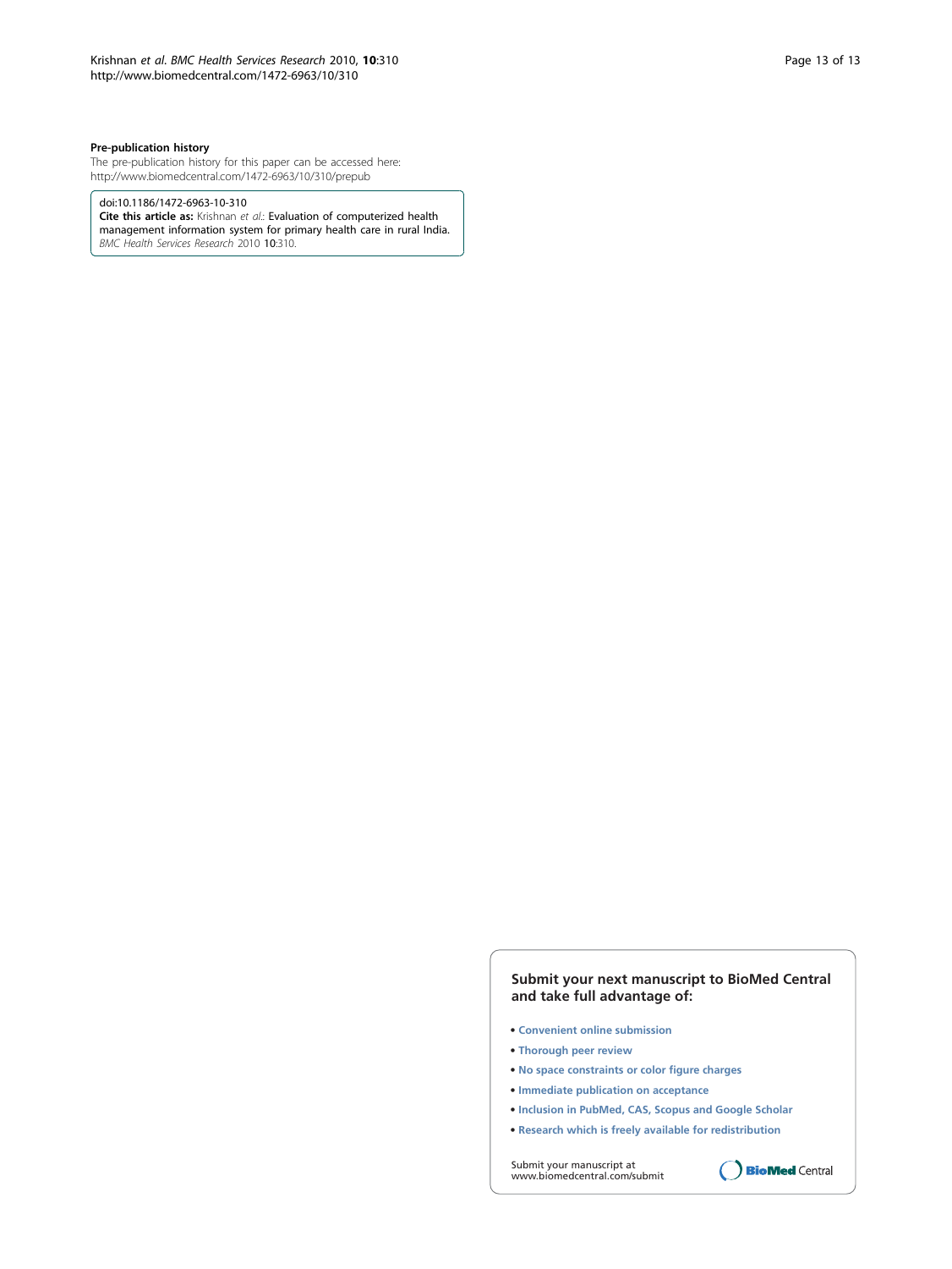**Pre-publication history**

The pre-publication history for this paper can be accessed here:
http://www.biomedcentral.com/1472-6963/10/310/prepub

doi:10.1186/1472-6963-10-310

**Cite this article as:** Krishnan *et al.*: Evaluation of computerized health management information system for primary health care in rural India. *BMC Health Services Research* 2010 **10**:310.

**Submit your next manuscript to BioMed Central and take full advantage of:**

- **Convenient online submission**
- **Thorough peer review**
- **No space constraints or color figure charges**
- **Immediate publication on acceptance**
- **Inclusion in PubMed, CAS, Scopus and Google Scholar**
- **Research which is freely available for redistribution**

Submit your manuscript at
www.biomedcentral.com/submit

BioMed Central